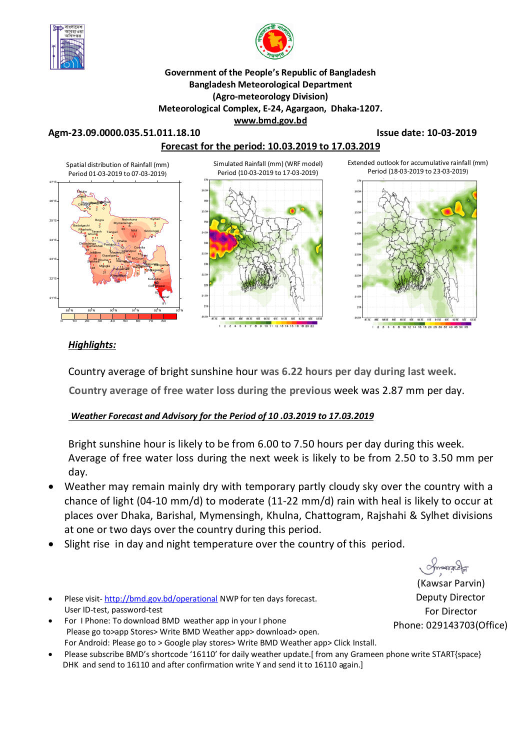Government of the People's Republic of Bangladesh
Bangladesh Meteorological Department
(Agro-meteorology Division)
Meteorological Complex, E-24, Agargaon, Dhaka-1207.
www.bmd.gov.bd

**Agm-23.09.0000.035.51.011.18.10** **Issue date: 10-03-2019**

**Forecast for the period: 10.03.2019 to 17.03.2019**

Spatial distribution of Rainfall (mm) Period 01-03-2019 to 07-03-2019)

Simulated Rainfall (mm) (WRF model) Period (10-03-2019 to 17-03-2019)

Extended outlook for accumulative rainfall (mm) Period (18-03-2019 to 23-03-2019)

***Highlights:***

Country average of bright sunshine hour was 6.22 hours per day during last week.

Country average of free water loss during the previous week was 2.87 mm per day.

***Weather Forecast and Advisory for the Period of 10 .03.2019 to 17.03.2019***

Bright sunshine hour is likely to be from 6.00 to 7.50 hours per day during this week.
Average of free water loss during the next week is likely to be from 2.50 to 3.50 mm per day.

- Weather may remain mainly dry with temporary partly cloudy sky over the country with a chance of light (04-10 mm/d) to moderate (11-22 mm/d) rain with heal is likely to occur at places over Dhaka, Barishal, Mymensingh, Khulna, Chattogram, Rajshahi & Sylhet divisions at one or two days over the country during this period.
- Slight rise in day and night temperature over the country of this period.

(Kawsar Parvin)
Deputy Director
For Director
Phone: 029143703(Office)

- Plese visit- http://bmd.gov.bd/operational NWP for ten days forecast. User ID-test, password-test
- For I Phone: To download BMD weather app in your I phone Please go to>app Stores> Write BMD Weather app> download> open. For Android: Please go to > Google play stores> Write BMD Weather app> Click Install.
- Please subscribe BMD's shortcode '16110' for daily weather update.[ from any Grameen phone write START{space} DHK and send to 16110 and after confirmation write Y and send it to 16110 again.]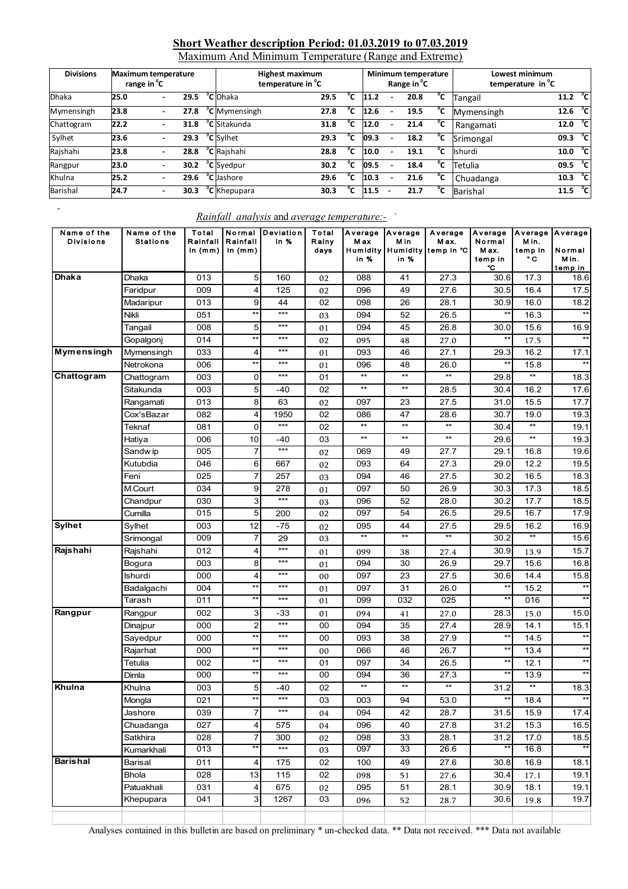## Short Weather description Period: 01.03.2019 to 07.03.2019

Maximum And Minimum Temperature (Range and Extreme)

| Divisions | Maximum temperature range in °C | Highest maximum temperature in °C | | Minimum temperature Range in °C | Lowest minimum temperature in °C | |
|---|---|---|---|---|---|---|
| Dhaka | 25.0 - 29.5 °C | Dhaka | 29.5 °C | 11.2 - 20.8 °C | Tangail | 11.2 °C |
| Mymensingh | 23.8 - 27.8 °C | Mymensingh | 27.8 °C | 12.6 - 19.5 °C | Mymensingh | 12.6 °C |
| Chattogram | 22.2 - 31.8 °C | Sitakunda | 31.8 °C | 12.0 - 21.4 °C | Rangamati | 12.0 °C |
| Sylhet | 23.6 - 29.3 °C | Sylhet | 29.3 °C | 09.3 - 18.2 °C | Srimongal | 09.3 °C |
| Rajshahi | 23.8 - 28.8 °C | Rajshahi | 28.8 °C | 10.0 - 19.1 °C | Ishurdi | 10.0 °C |
| Rangpur | 23.0 - 30.2 °C | Syedpur | 30.2 °C | 09.5 - 18.4 °C | Tetulia | 09.5 °C |
| Khulna | 25.2 - 29.6 °C | Jashore | 29.6 °C | 10.3 - 21.6 °C | Chuadanga | 10.3 °C |
| Barishal | 24.7 - 30.3 °C | Khepupara | 30.3 °C | 11.5 - 21.7 °C | Barishal | 11.5 °C |

*Rainfall analysis* and *average temperature:-*

| Name of the Divisions | Name of the Stations | Total Rainfall in (mm) | Normal Rainfall in (mm) | Deviation in % | Total Rainy days | Average Max Humidity in % | Average Min Humidity in % | Average Max. temp in °C | Average Normal Max. temp in °C | Average Min. temp in °C | Average Normal Min. temp in |
|---|---|---|---|---|---|---|---|---|---|---|---|
| **Dhaka** | Dhaka | 013 | 5 | 160 | 02 | 088 | 41 | 27.3 | 30.6 | 17.3 | 18.6 |
| | Faridpur | 009 | 4 | 125 | 02 | 096 | 49 | 27.6 | 30.5 | 16.4 | 17.5 |
| | Madaripur | 013 | 9 | 44 | 02 | 098 | 26 | 28.1 | 30.9 | 16.0 | 18.2 |
| | Nikli | 051 | ** | *** | 03 | 094 | 52 | 26.5 | ** | 16.3 | ** |
| | Tangail | 008 | 5 | *** | 01 | 094 | 45 | 26.8 | 30.0 | 15.6 | 16.9 |
| | Gopalgonj | 014 | ** | *** | 02 | 095 | 48 | 27.0 | ** | 17.5 | ** |
| **Mymensingh** | Mymensingh | 033 | 4 | *** | 01 | 093 | 46 | 27.1 | 29.3 | 16.2 | 17.1 |
| | Netrokona | 006 | ** | *** | 01 | 096 | 48 | 26.0 | ** | 15.8 | ** |
| **Chattogram** | Chattogram | 003 | 0 | *** | 01 | ** | ** | ** | 29.8 | ** | 18.3 |
| | Sitakunda | 003 | 5 | -40 | 02 | ** | ** | 28.5 | 30.4 | 16.2 | 17.6 |
| | Rangamati | 013 | 8 | 63 | 02 | 097 | 23 | 27.5 | 31.0 | 15.5 | 17.7 |
| | Cox'sBazar | 082 | 4 | 1950 | 02 | 086 | 47 | 28.6 | 30.7 | 19.0 | 19.3 |
| | Teknaf | 081 | 0 | *** | 02 | ** | ** | ** | 30.4 | ** | 19.1 |
| | Hatiya | 006 | 10 | -40 | 03 | ** | ** | ** | 29.6 | ** | 19.3 |
| | Sandwip | 005 | 7 | *** | 02 | 069 | 49 | 27.7 | 29.1 | 16.8 | 19.6 |
| | Kutubdia | 046 | 6 | 667 | 02 | 093 | 64 | 27.3 | 29.0 | 12.2 | 19.5 |
| | Feni | 025 | 7 | 257 | 03 | 094 | 46 | 27.5 | 30.2 | 16.5 | 18.3 |
| | M.Court | 034 | 9 | 278 | 01 | 097 | 50 | 26.9 | 30.3 | 17.3 | 18.5 |
| | Chandpur | 030 | 3 | *** | 03 | 096 | 52 | 28.0 | 30.2 | 17.7 | 18.5 |
| | Cumilla | 015 | 5 | 200 | 02 | 097 | 54 | 26.5 | 29.5 | 16.7 | 17.9 |
| **Sylhet** | Sylhet | 003 | 12 | -75 | 02 | 095 | 44 | 27.5 | 29.5 | 16.2 | 16.9 |
| | Srimongal | 009 | 7 | 29 | 03 | ** | ** | ** | 30.2 | ** | 15.6 |
| **Rajshahi** | Rajshahi | 012 | 4 | *** | 01 | 099 | 38 | 27.4 | 30.9 | 13.9 | 15.7 |
| | Bogura | 003 | 8 | *** | 01 | 094 | 30 | 26.9 | 29.7 | 15.6 | 16.8 |
| | Ishurdi | 000 | 4 | *** | 00 | 097 | 23 | 27.5 | 30.6 | 14.4 | 15.8 |
| | Badalgachi | 004 | ** | *** | 01 | 097 | 31 | 26.0 | ** | 15.2 | ** |
| | Tarash | 011 | ** | *** | 01 | 099 | 032 | 025 | ** | 016 | ** |
| **Rangpur** | Rangpur | 002 | 3 | -33 | 01 | 094 | 41 | 27.0 | 28.3 | 15.0 | 15.0 |
| | Dinajpur | 000 | 2 | *** | 00 | 094 | 35 | 27.4 | 28.9 | 14.1 | 15.1 |
| | Sayedpur | 000 | ** | *** | 00 | 093 | 38 | 27.9 | ** | 14.5 | ** |
| | Rajarhat | 000 | ** | *** | 00 | 066 | 46 | 26.7 | ** | 13.4 | ** |
| | Tetulia | 002 | ** | *** | 01 | 097 | 34 | 26.5 | ** | 12.1 | ** |
| | Dimla | 000 | ** | *** | 00 | 094 | 36 | 27.3 | ** | 13.9 | ** |
| **Khulna** | Khulna | 003 | 5 | -40 | 02 | ** | ** | ** | 31.2 | ** | 18.3 |
| | Mongla | 021 | ** | *** | 03 | 003 | 94 | 53.0 | ** | 18.4 | ** |
| | Jashore | 039 | 7 | *** | 04 | 094 | 42 | 28.7 | 31.5 | 15.9 | 17.4 |
| | Chuadanga | 027 | 4 | 575 | 04 | 096 | 40 | 27.8 | 31.2 | 15.3 | 16.5 |
| | Satkhira | 028 | 7 | 300 | 02 | 098 | 33 | 28.1 | 31.2 | 17.0 | 18.5 |
| | Kumarkhali | 013 | ** | *** | 03 | 097 | 33 | 26.6 | ** | 16.8 | ** |
| **Barishal** | Barisal | 011 | 4 | 175 | 02 | 100 | 49 | 27.6 | 30.8 | 16.9 | 18.1 |
| | Bhola | 028 | 13 | 115 | 02 | 098 | 51 | 27.6 | 30.4 | 17.1 | 19.1 |
| | Patuakhali | 031 | 4 | 675 | 02 | 095 | 51 | 28.1 | 30.9 | 18.1 | 19.1 |
| | Khepupara | 041 | 3 | 1267 | 03 | 096 | 52 | 28.7 | 30.6 | 19.8 | 19.7 |

Analyses contained in this bulletin are based on preliminary * un-checked data. ** Data not received. *** Data not available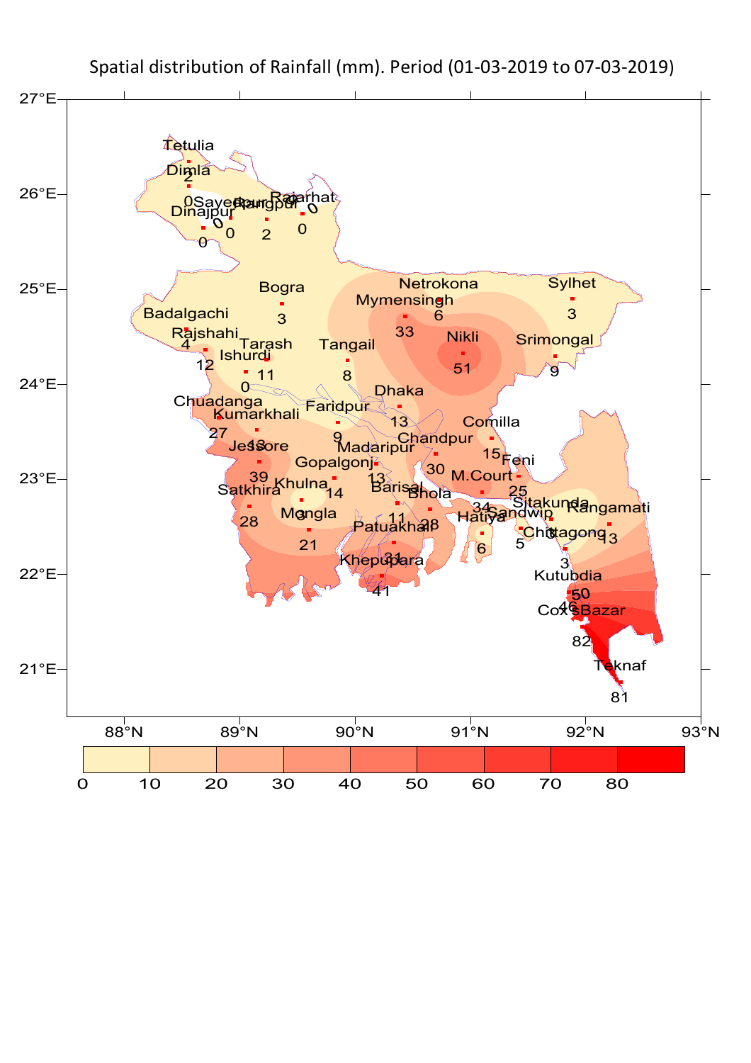Spatial distribution of Rainfall (mm). Period (01-03-2019 to 07-03-2019)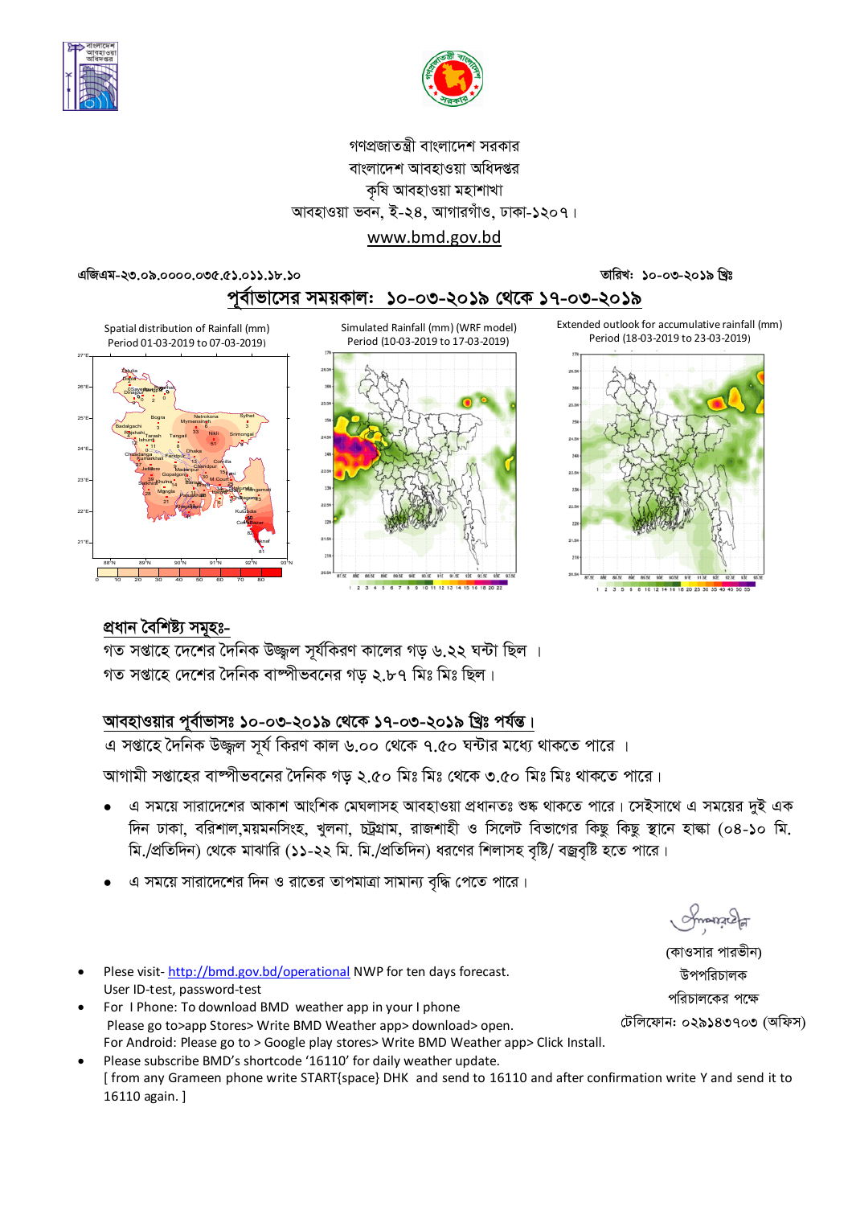গণপ্রজাতন্ত্রী বাংলাদেশ সরকার
বাংলাদেশ আবহাওয়া অধিদপ্তর
কৃষি আবহাওয়া মহাশাখা
আবহাওয়া ভবন, ই-২৪, আগারগাঁও, ঢাকা-১২০৭।
www.bmd.gov.bd

এজিএম-২৩.০৯.০০০০.০৩৫.৫১.০১১.১৮.১০ তারিখ: ১০-০৩-২০১৯ খ্রিঃ

## পূর্বাভাসের সময়কাল: ১০-০৩-২০১৯ থেকে ১৭-০৩-২০১৯

Spatial distribution of Rainfall (mm)
Period 01-03-2019 to 07-03-2019)

Simulated Rainfall (mm) (WRF model)
Period (10-03-2019 to 17-03-2019)

Extended outlook for accumulative rainfall (mm)
Period (18-03-2019 to 23-03-2019)

### প্রধান বৈশিষ্ট্য সমূহঃ-

গত সপ্তাহে দেশের দৈনিক উজ্জ্বল সূর্যকিরণ কালের গড় ৬.২২ ঘন্টা ছিল ।
গত সপ্তাহে দেশের দৈনিক বাষ্পীভবনের গড় ২.৮৭ মিঃ মিঃ ছিল।

### আবহাওয়ার পূর্বাভাসঃ ১০-০৩-২০১৯ থেকে ১৭-০৩-২০১৯ খ্রিঃ পর্যন্ত।

এ সপ্তাহে দৈনিক উজ্জ্বল সূর্য কিরণ কাল ৬.০০ থেকে ৭.৫০ ঘন্টার মধ্যে থাকতে পারে ।

আগামী সপ্তাহের বাষ্পীভবনের দৈনিক গড় ২.৫০ মিঃ মিঃ থেকে ৩.৫০ মিঃ মিঃ থাকতে পারে।

- এ সময়ে সারাদেশের আকাশ আংশিক মেঘলাসহ আবহাওয়া প্রধানতঃ শুষ্ক থাকতে পারে। সেইসাথে এ সময়ের দুই এক দিন ঢাকা, বরিশাল,ময়মনসিংহ, খুলনা, চট্টগ্রাম, রাজশাহী ও সিলেট বিভাগের কিছু কিছু স্থানে হাল্কা (০৪-১০ মি. মি./প্রতিদিন) থেকে মাঝারি (১১-২২ মি. মি./প্রতিদিন) ধরণের শিলাসহ বৃষ্টি/ বজ্রবৃষ্টি হতে পারে।
- এ সময়ে সারাদেশের দিন ও রাতের তাপমাত্রা সামান্য বৃদ্ধি পেতে পারে।

(কাওসার পারভীন)
উপপরিচালক
পরিচালকের পক্ষে
টেলিফোন: ০২৯১৪৩৭০৩ (অফিস)

- Plese visit- http://bmd.gov.bd/operational NWP for ten days forecast. User ID-test, password-test
- For I Phone: To download BMD weather app in your I phone Please go to>app Stores> Write BMD Weather app> download> open. For Android: Please go to > Google play stores> Write BMD Weather app> Click Install.
- Please subscribe BMD's shortcode '16110' for daily weather update. [ from any Grameen phone write START{space} DHK and send to 16110 and after confirmation write Y and send it to 16110 again. ]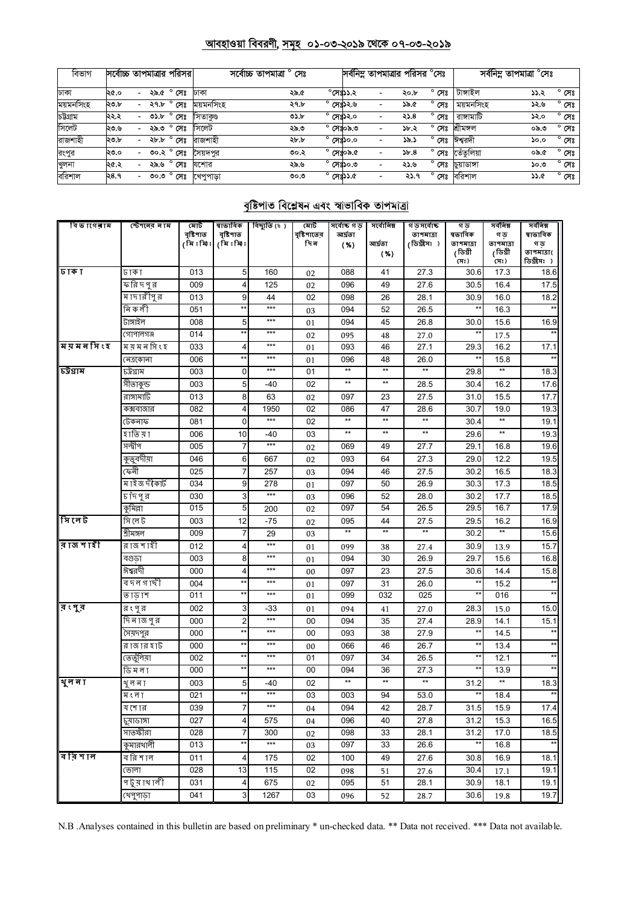## আবহাওয়া বিবরণী, সমূহ ০১-০৩-২০১৯ থেকে ০৭-০৩-২০১৯

| বিভাগ | সর্বোচ্চ তাপমাত্রার পরিসর | সর্বোচ্চ তাপমাত্রা ° সেঃ | | সর্বনিম্ন তাপমাত্রার পরিসর °সেঃ | সর্বনিম্ন তাপমাত্রা °সেঃ | |
|---|---|---|---|---|---|---|
| ঢাকা | ২৫.০ - ২৯.৫ ° সেঃ | ঢাকা | ২৯.৫ ° সেঃ | ১১.২ - ২০.৮ ° সেঃ | টাঙ্গাইল | ১১.২ ° সেঃ |
| ময়মনসিংহ | ২৩.৮ - ২৭.৮ ° সেঃ | ময়মনসিংহ | ২৭.৮ ° সেঃ | ১২.৬ - ১৯.৫ ° সেঃ | ময়মনসিংহ | ১২.৬ ° সেঃ |
| চট্টগ্রাম | ২২.২ - ৩১.৮ ° সেঃ | সিতাকুণ্ড | ৩১.৮ ° সেঃ | ১২.০ - ২১.৪ ° সেঃ | রাঙ্গামাটি | ১২.০ ° সেঃ |
| সিলেট | ২৩.৬ - ২৯.৩ ° সেঃ | সিলেট | ২৯.৩ ° সেঃ | ০৯.৩ - ১৮.২ ° সেঃ | শ্রীমঙ্গল | ০৯.৩ ° সেঃ |
| রাজশাহী | ২৩.৮ - ২৮.৮ ° সেঃ | রাজশাহী | ২৮.৮ ° সেঃ | ১০.০ - ১৯.১ ° সেঃ | ঈশ্বরদী | ১০.০ ° সেঃ |
| রংপুর | ২৩.০ - ৩০.২ ° সেঃ | সৈয়দপুর | ৩০.২ ° সেঃ | ০৯.৫ - ১৮.৪ ° সেঃ | তেঁতুলিয়া | ০৯.৫ ° সেঃ |
| খুলনা | ২৫.২ - ২৯.৬ ° সেঃ | যশোর | ২৯.৬ ° সেঃ | ১০.৩ - ২১.৬ ° সেঃ | চুয়াডাঙ্গা | ১০.৩ ° সেঃ |
| বরিশাল | ২৪.৭ - ৩০.৩ ° সেঃ | খেপুপাড়া | ৩০.৩ ° সেঃ | ১১.৫ - ২১.৭ ° সেঃ | বরিশাল | ১১.৫ ° সেঃ |

## বৃষ্টিপাত বিশ্লেষন এবং স্বাভাবিক তাপমাত্রা

| বিভাগের নাম | স্টেশনের নাম | মোট বৃষ্টিপাত (মিঃমিঃ) | স্বাভাবিক বৃষ্টিপাত (মিঃমিঃ) | বিচ্যুতি (%) | মোট বৃষ্টিপাতের দিন | সর্বোচ্চ গড় আর্দ্রতা (%) | সর্বোনিম্ন আর্দ্রতা (%) | গড় সর্বোচ্চ তাপমাত্রা (ডিগ্রীসেঃ) | গড় স্বাভাবিক তাপমাত্রা (ডিগ্রী সেঃ) | সর্বনিম্ন গড় তাপমাত্রা (ডিগ্রী সেঃ) | সর্বনিম্ন স্বাভাবিক গড় তাপমাত্রা (ডিগ্রীসেঃ) |
|---|---|---|---|---|---|---|---|---|---|---|---|
| ঢাকা | ঢাকা | 013 | 5 | 160 | 02 | 088 | 41 | 27.3 | 30.6 | 17.3 | 18.6 |
| | ফরিদপুর | 009 | 4 | 125 | 02 | 096 | 49 | 27.6 | 30.5 | 16.4 | 17.5 |
| | মাদারীপুর | 013 | 9 | 44 | 02 | 098 | 26 | 28.1 | 30.9 | 16.0 | 18.2 |
| | নিকলী | 051 | ** | *** | 03 | 094 | 52 | 26.5 | ** | 16.3 | ** |
| | টাঙ্গাইল | 008 | 5 | *** | 01 | 094 | 45 | 26.8 | 30.0 | 15.6 | 16.9 |
| | গোপালগঞ্জ | 014 | ** | *** | 02 | 095 | 48 | 27.0 | ** | 17.5 | ** |
| ময়মনসিংহ | ময়মনসিংহ | 033 | 4 | *** | 01 | 093 | 46 | 27.1 | 29.3 | 16.2 | 17.1 |
| | নেত্রকোনা | 006 | ** | *** | 01 | 096 | 48 | 26.0 | ** | 15.8 | ** |
| চট্টগ্রাম | চট্টগ্রাম | 003 | 0 | *** | 01 | ** | ** | ** | 29.8 | ** | 18.3 |
| | সীতাকুন্ড | 003 | 5 | -40 | 02 | ** | ** | 28.5 | 30.4 | 16.2 | 17.6 |
| | রাঙ্গামাটি | 013 | 8 | 63 | 02 | 097 | 23 | 27.5 | 31.0 | 15.5 | 17.7 |
| | কক্সবাজার | 082 | 4 | 1950 | 02 | 086 | 47 | 28.6 | 30.7 | 19.0 | 19.3 |
| | টেকনাফ | 081 | 0 | *** | 02 | ** | ** | ** | 30.4 | ** | 19.1 |
| | হাতিয়া | 006 | 10 | -40 | 03 | ** | ** | ** | 29.6 | ** | 19.3 |
| | সন্দ্বীপ | 005 | 7 | *** | 02 | 069 | 49 | 27.7 | 29.1 | 16.8 | 19.6 |
| | কুতুবদীয়া | 046 | 6 | 667 | 02 | 093 | 64 | 27.3 | 29.0 | 12.2 | 19.5 |
| | ফেনী | 025 | 7 | 257 | 03 | 094 | 46 | 27.5 | 30.2 | 16.5 | 18.3 |
| | মাইজদীকোর্ট | 034 | 9 | 278 | 01 | 097 | 50 | 26.9 | 30.3 | 17.3 | 18.5 |
| | চাঁদপুর | 030 | 3 | *** | 03 | 096 | 52 | 28.0 | 30.2 | 17.7 | 18.5 |
| | কুমিল্লা | 015 | 5 | 200 | 02 | 097 | 54 | 26.5 | 29.5 | 16.7 | 17.9 |
| সিলেট | সিলেট | 003 | 12 | -75 | 02 | 095 | 44 | 27.5 | 29.5 | 16.2 | 16.9 |
| | শ্রীমঙ্গল | 009 | 7 | 29 | 03 | ** | ** | ** | 30.2 | ** | 15.6 |
| রাজশাহী | রাজশাহী | 012 | 4 | *** | 01 | 099 | 38 | 27.4 | 30.9 | 13.9 | 15.7 |
| | বগুড়া | 003 | 8 | *** | 01 | 094 | 30 | 26.9 | 29.7 | 15.6 | 16.8 |
| | ঈশ্বরদী | 000 | 4 | *** | 00 | 097 | 23 | 27.5 | 30.6 | 14.4 | 15.8 |
| | বদলগাছী | 004 | ** | *** | 01 | 097 | 31 | 26.0 | ** | 15.2 | ** |
| | তাড়াশ | 011 | ** | *** | 01 | 099 | 032 | 025 | ** | 016 | ** |
| রংপুর | রংপুর | 002 | 3 | -33 | 01 | 094 | 41 | 27.0 | 28.3 | 15.0 | 15.0 |
| | দিনাজপুর | 000 | 2 | *** | 00 | 094 | 35 | 27.4 | 28.9 | 14.1 | 15.1 |
| | সৈয়দপুর | 000 | ** | *** | 00 | 093 | 38 | 27.9 | ** | 14.5 | ** |
| | রাজারহাট | 000 | ** | *** | 00 | 066 | 46 | 26.7 | ** | 13.4 | ** |
| | তেতুঁলিয়া | 002 | ** | *** | 01 | 097 | 34 | 26.5 | ** | 12.1 | ** |
| | ডিমলা | 000 | ** | *** | 00 | 094 | 36 | 27.3 | ** | 13.9 | ** |
| খুলনা | খুলনা | 003 | 5 | -40 | 02 | ** | ** | ** | 31.2 | ** | 18.3 |
| | মংলা | 021 | ** | *** | 03 | 003 | 94 | 53.0 | ** | 18.4 | ** |
| | যশোর | 039 | 7 | *** | 04 | 094 | 42 | 28.7 | 31.5 | 15.9 | 17.4 |
| | চুয়াডাঙ্গা | 027 | 4 | 575 | 04 | 096 | 40 | 27.8 | 31.2 | 15.3 | 16.5 |
| | সাতক্ষীরা | 028 | 7 | 300 | 02 | 098 | 33 | 28.1 | 31.2 | 17.0 | 18.5 |
| | কুমারখালী | 013 | ** | *** | 03 | 097 | 33 | 26.6 | ** | 16.8 | ** |
| বরিশাল | বরিশাল | 011 | 4 | 175 | 02 | 100 | 49 | 27.6 | 30.8 | 16.9 | 18.1 |
| | ভোলা | 028 | 13 | 115 | 02 | 098 | 51 | 27.6 | 30.4 | 17.1 | 19.1 |
| | পটুয়াখালী | 031 | 4 | 675 | 02 | 095 | 51 | 28.1 | 30.9 | 18.1 | 19.1 |
| | খেপুপাড়া | 041 | 3 | 1267 | 03 | 096 | 52 | 28.7 | 30.6 | 19.8 | 19.7 |

N.B .Analyses contained in this bulletin are based on preliminary * un-checked data. ** Data not received. *** Data not available.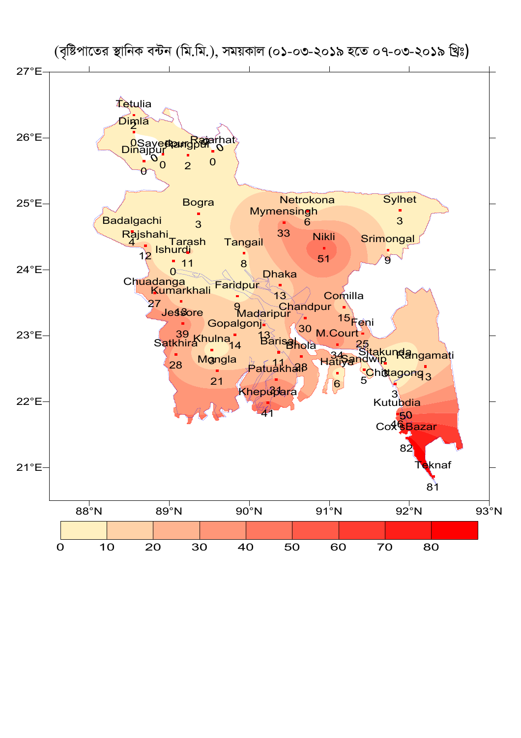(বৃষ্টিপাতের স্থানিক বন্টন (মি.মি.), সময়কাল (০১-০৩-২০১৯ হতে ০৭-০৩-২০১৯ খ্রিঃ)

27°E
26°E
25°E
24°E
23°E
22°E
21°E

88°N 89°N 90°N 91°N 92°N 93°N

Tetulia
Dimla 2
Sayedpur 0
Dinajpur 0
Rangpur 0
Rajarhat 0
0 2 0
Bogra 3
Netrokona 6
Mymensingh 33
Sylhet 3
Badalgachi 4
Rajshahi 12
Tarash 11
Ishurdi 0
Tangail 8
Nikli 51
Srimongal 9
Dhaka 13
Chuadanga 27
Kumarkhali 13
Faridpur 9
Comilla 15
Chandpur 30
Jessore 39
Madaripur 13
Gopalgonj 14
Feni 25
M.Court 34
Satkhira 28
Khulna 3
Barisal 11
Bhola 28
Sitakunda
Sandwip 5
Hatiya 6
Rangamati 13
Mongla 21
Patuakhali 31
Chittagong 3
Khepupara 41
Kutubdia 50
Cox'sBazar 46
82
Teknaf 81

0 10 20 30 40 50 60 70 80